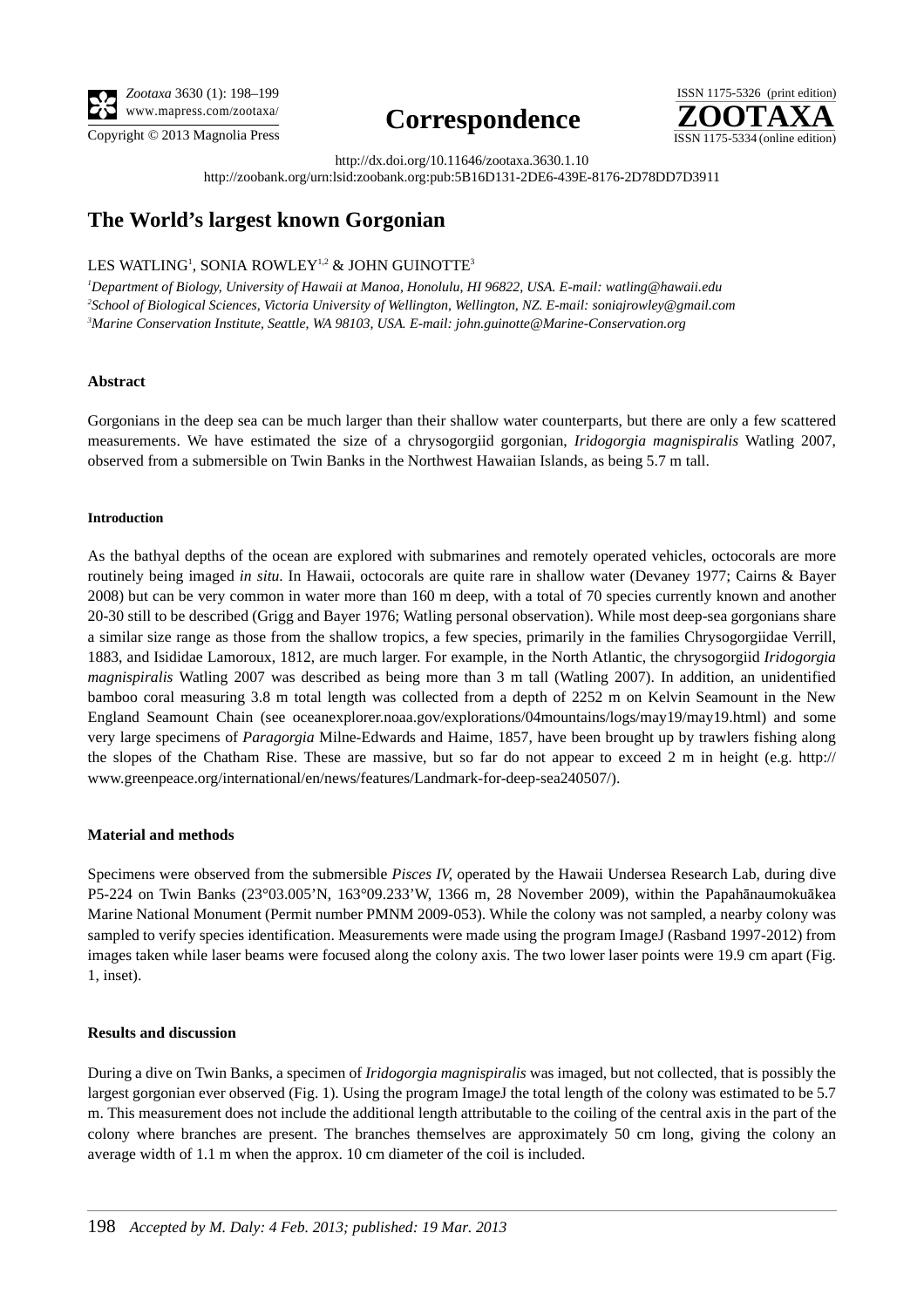**Correspondence**

http://dx.doi.org/10.11646/zootaxa.3630.1.10

http://zoobank.org/urn:lsid:zoobank.org:pub:5B16D131-2DE6-439E-8176-2D78DD7D3911

# The World's largest known Gorgonian

LES WATLING[1], SONIA ROWLEY[1,2] & JOHN GUINOTTE[3]

[1]*Department of Biology, University of Hawaii at Manoa, Honolulu, HI 96822, USA. E-mail: watling@hawaii.edu*

[2]*School of Biological Sciences, Victoria University of Wellington, Wellington, NZ. E-mail: soniajrowley@gmail.com*

[3]*Marine Conservation Institute, Seattle, WA 98103, USA. E-mail: john.guinotte@Marine-Conservation.org*

## Abstract

Gorgonians in the deep sea can be much larger than their shallow water counterparts, but there are only a few scattered measurements. We have estimated the size of a chrysogorgiid gorgonian, *Iridogorgia magnispiralis* Watling 2007, observed from a submersible on Twin Banks in the Northwest Hawaiian Islands, as being 5.7 m tall.

## Introduction

As the bathyal depths of the ocean are explored with submarines and remotely operated vehicles, octocorals are more routinely being imaged *in situ*. In Hawaii, octocorals are quite rare in shallow water (Devaney 1977; Cairns & Bayer 2008) but can be very common in water more than 160 m deep, with a total of 70 species currently known and another 20-30 still to be described (Grigg and Bayer 1976; Watling personal observation). While most deep-sea gorgonians share a similar size range as those from the shallow tropics, a few species, primarily in the families Chrysogorgiidae Verrill, 1883, and Isididae Lamoroux, 1812, are much larger. For example, in the North Atlantic, the chrysogorgiid *Iridogorgia magnispiralis* Watling 2007 was described as being more than 3 m tall (Watling 2007). In addition, an unidentified bamboo coral measuring 3.8 m total length was collected from a depth of 2252 m on Kelvin Seamount in the New England Seamount Chain (see oceanexplorer.noaa.gov/explorations/04mountains/logs/may19/may19.html) and some very large specimens of *Paragorgia* Milne-Edwards and Haime, 1857, have been brought up by trawlers fishing along the slopes of the Chatham Rise. These are massive, but so far do not appear to exceed 2 m in height (e.g. http://www.greenpeace.org/international/en/news/features/Landmark-for-deep-sea240507/).

## Material and methods

Specimens were observed from the submersible *Pisces IV*, operated by the Hawaii Undersea Research Lab, during dive P5-224 on Twin Banks (23°03.005'N, 163°09.233'W, 1366 m, 28 November 2009), within the Papahānaumokuākea Marine National Monument (Permit number PMNM 2009-053). While the colony was not sampled, a nearby colony was sampled to verify species identification. Measurements were made using the program ImageJ (Rasband 1997-2012) from images taken while laser beams were focused along the colony axis. The two lower laser points were 19.9 cm apart (Fig. 1, inset).

## Results and discussion

During a dive on Twin Banks, a specimen of *Iridogorgia magnispiralis* was imaged, but not collected, that is possibly the largest gorgonian ever observed (Fig. 1). Using the program ImageJ the total length of the colony was estimated to be 5.7 m. This measurement does not include the additional length attributable to the coiling of the central axis in the part of the colony where branches are present. The branches themselves are approximately 50 cm long, giving the colony an average width of 1.1 m when the approx. 10 cm diameter of the coil is included.

*Accepted by M. Daly: 4 Feb. 2013; published: 19 Mar. 2013*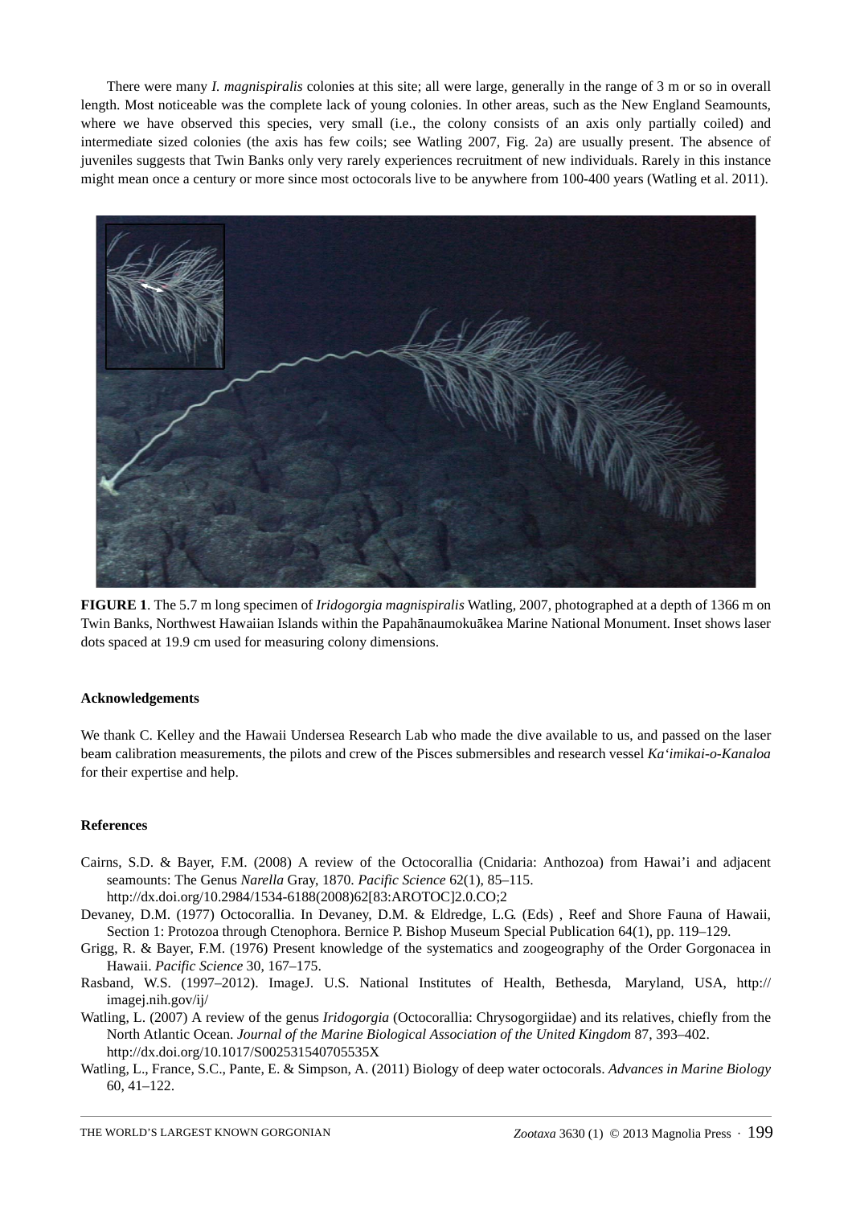There were many *I. magnispiralis* colonies at this site; all were large, generally in the range of 3 m or so in overall length. Most noticeable was the complete lack of young colonies. In other areas, such as the New England Seamounts, where we have observed this species, very small (i.e., the colony consists of an axis only partially coiled) and intermediate sized colonies (the axis has few coils; see Watling 2007, Fig. 2a) are usually present. The absence of juveniles suggests that Twin Banks only very rarely experiences recruitment of new individuals. Rarely in this instance might mean once a century or more since most octocorals live to be anywhere from 100-400 years (Watling et al. 2011).

**FIGURE 1**. The 5.7 m long specimen of *Iridogorgia magnispiralis* Watling, 2007, photographed at a depth of 1366 m on Twin Banks, Northwest Hawaiian Islands within the Papahānaumokuākea Marine National Monument. Inset shows laser dots spaced at 19.9 cm used for measuring colony dimensions.

#### Acknowledgements

We thank C. Kelley and the Hawaii Undersea Research Lab who made the dive available to us, and passed on the laser beam calibration measurements, the pilots and crew of the Pisces submersibles and research vessel *Ka'imikai-o-Kanaloa* for their expertise and help.

#### References

Cairns, S.D. & Bayer, F.M. (2008) A review of the Octocorallia (Cnidaria: Anthozoa) from Hawai'i and adjacent seamounts: The Genus *Narella* Gray, 1870. *Pacific Science* 62(1), 85–115. http://dx.doi.org/10.2984/1534-6188(2008)62[83:AROTOC]2.0.CO;2

Devaney, D.M. (1977) Octocorallia. In Devaney, D.M. & Eldredge, L.G. (Eds) , Reef and Shore Fauna of Hawaii, Section 1: Protozoa through Ctenophora. Bernice P. Bishop Museum Special Publication 64(1), pp. 119–129.

Grigg, R. & Bayer, F.M. (1976) Present knowledge of the systematics and zoogeography of the Order Gorgonacea in Hawaii. *Pacific Science* 30, 167–175.

Rasband, W.S. (1997–2012). ImageJ. U.S. National Institutes of Health, Bethesda, Maryland, USA, http://imagej.nih.gov/ij/

Watling, L. (2007) A review of the genus *Iridogorgia* (Octocorallia: Chrysogorgiidae) and its relatives, chiefly from the North Atlantic Ocean. *Journal of the Marine Biological Association of the United Kingdom* 87, 393–402. http://dx.doi.org/10.1017/S002531540705535X

Watling, L., France, S.C., Pante, E. & Simpson, A. (2011) Biology of deep water octocorals. *Advances in Marine Biology* 60, 41–122.